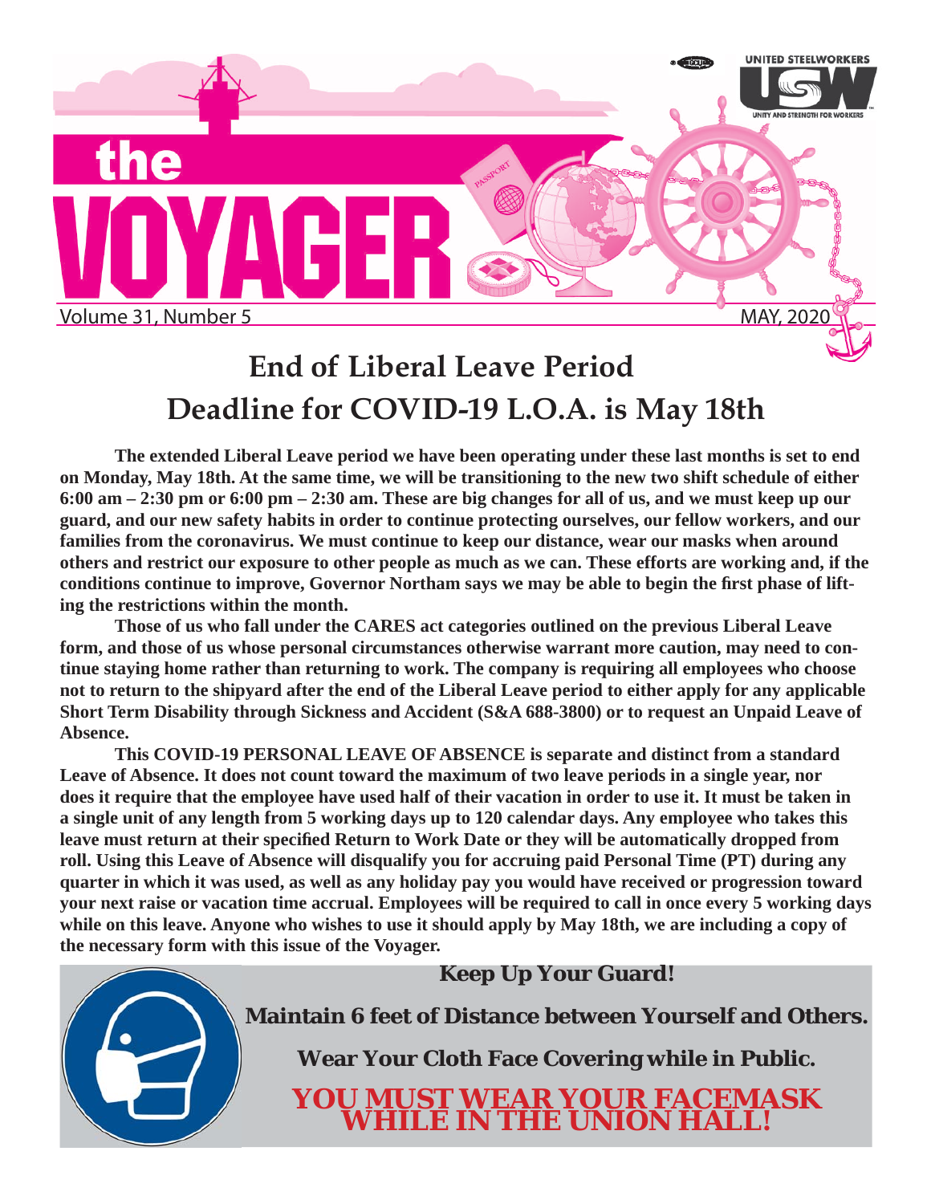# the VOYAGER

Volume 31, Number 5 MAY, 2020

## End of Liberal Leave Period

## Deadline for COVID-19 L.O.A. is May 18th

**The extended Liberal Leave period we have been operating under these last months is set to end on Monday, May 18th. At the same time, we will be transitioning to the new two shift schedule of either 6:00 am – 2:30 pm or 6:00 pm – 2:30 am. These are big changes for all of us, and we must keep up our guard, and our new safety habits in order to continue protecting ourselves, our fellow workers, and our families from the coronavirus. We must continue to keep our distance, wear our masks when around others and restrict our exposure to other people as much as we can. These efforts are working and, if the conditions continue to improve, Governor Northam says we may be able to begin the first phase of lifting the restrictions within the month.**

**Those of us who fall under the CARES act categories outlined on the previous Liberal Leave form, and those of us whose personal circumstances otherwise warrant more caution, may need to continue staying home rather than returning to work. The company is requiring all employees who choose not to return to the shipyard after the end of the Liberal Leave period to either apply for any applicable Short Term Disability through Sickness and Accident (S&A 688-3800) or to request an Unpaid Leave of Absence.**

**This COVID-19 PERSONAL LEAVE OF ABSENCE is separate and distinct from a standard Leave of Absence. It does not count toward the maximum of two leave periods in a single year, nor does it require that the employee have used half of their vacation in order to use it. It must be taken in a single unit of any length from 5 working days up to 120 calendar days. Any employee who takes this leave must return at their specified Return to Work Date or they will be automatically dropped from roll. Using this Leave of Absence will disqualify you for accruing paid Personal Time (PT) during any quarter in which it was used, as well as any holiday pay you would have received or progression toward your next raise or vacation time accrual. Employees will be required to call in once every 5 working days while on this leave. Anyone who wishes to use it should apply by May 18th, we are including a copy of the necessary form with this issue of the Voyager.**

**Keep Up Your Guard!**

**Maintain 6 feet of Distance between Yourself and Others.**

**Wear Your Cloth Face Covering while in Public.**

**YOU MUST WEAR YOUR FACEMASK WHILE IN THE UNION HALL!**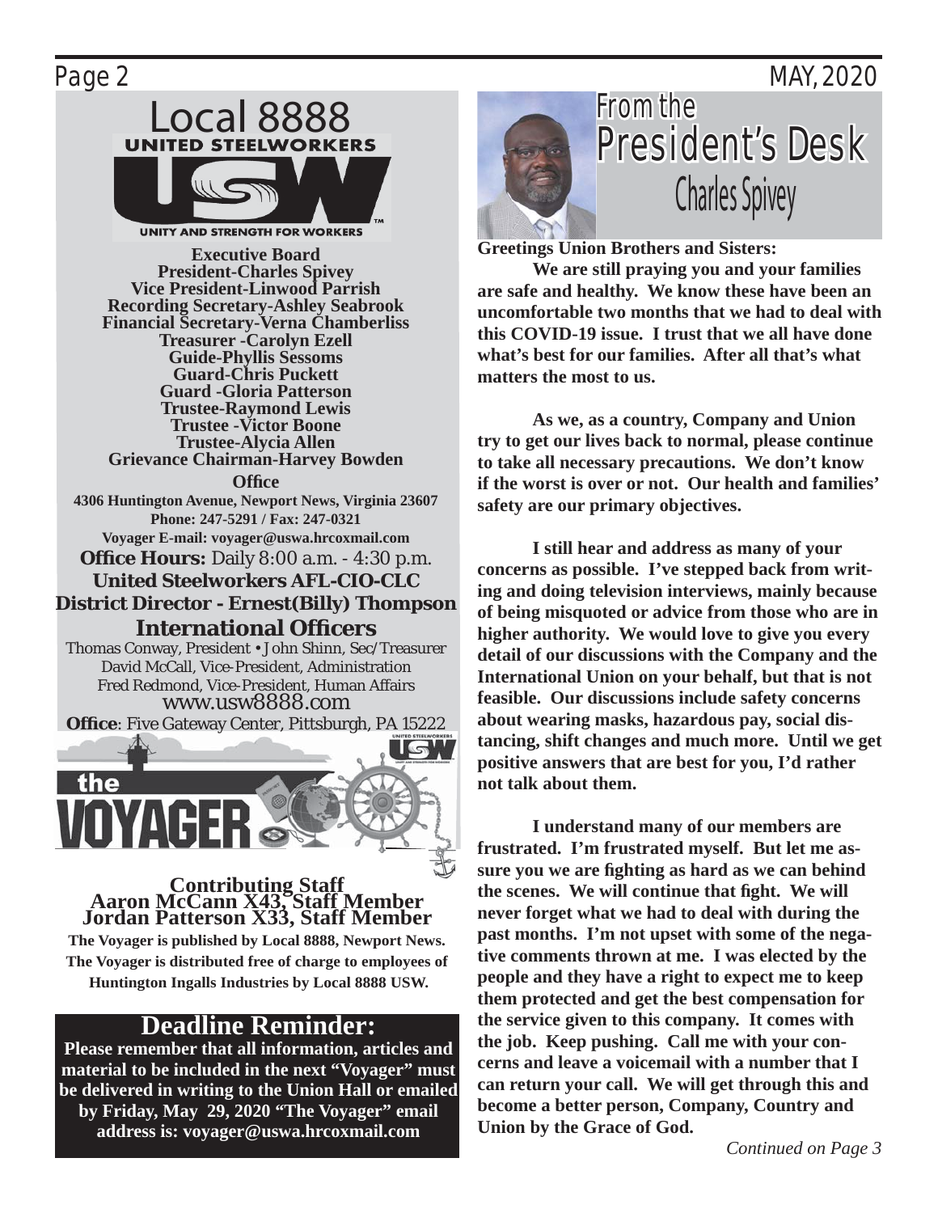# Local 8888
**UNITED STEELWORKERS**

UNITY AND STRENGTH FOR WORKERS

**Executive Board**
**President-Charles Spivey**
**Vice President-Linwood Parrish**
**Recording Secretary-Ashley Seabrook**
**Financial Secretary-Verna Chamberliss**
**Treasurer -Carolyn Ezell**
**Guide-Phyllis Sessoms**
**Guard-Chris Puckett**
**Guard -Gloria Patterson**
**Trustee-Raymond Lewis**
**Trustee -Victor Boone**
**Trustee-Alycia Allen**
**Grievance Chairman-Harvey Bowden**

**Office**
**4306 Huntington Avenue, Newport News, Virginia 23607**
**Phone: 247-5291 / Fax: 247-0321**
**Voyager E-mail: voyager@uswa.hrcoxmail.com**

**Office Hours:** Daily 8:00 a.m. - 4:30 p.m.

**United Steelworkers AFL-CIO-CLC**
**District Director - Ernest(Billy) Thompson**

**International Officers**
Thomas Conway, President • John Shinn, Sec/Treasurer
David McCall, Vice-President, Administration
Fred Redmond, Vice-President, Human Affairs
www.usw8888.com
**Office**: Five Gateway Center, Pittsburgh, PA 15222

# the VOYAGER

**Contributing Staff**
**Aaron McCann X43, Staff Member**
**Jordan Patterson X33, Staff Member**

**The Voyager is published by Local 8888, Newport News. The Voyager is distributed free of charge to employees of Huntington Ingalls Industries by Local 8888 USW.**

## Deadline Reminder:
**Please remember that all information, articles and material to be included in the next "Voyager" must be delivered in writing to the Union Hall or emailed by Friday, May 29, 2020 "The Voyager" email address is: voyager@uswa.hrcoxmail.com**

# From the President's Desk
## Charles Spivey

**Greetings Union Brothers and Sisters:**

**We are still praying you and your families are safe and healthy. We know these have been an uncomfortable two months that we had to deal with this COVID-19 issue. I trust that we all have done what's best for our families. After all that's what matters the most to us.**

**As we, as a country, Company and Union try to get our lives back to normal, please continue to take all necessary precautions. We don't know if the worst is over or not. Our health and families' safety are our primary objectives.**

**I still hear and address as many of your concerns as possible. I've stepped back from writing and doing television interviews, mainly because of being misquoted or advice from those who are in higher authority. We would love to give you every detail of our discussions with the Company and the International Union on your behalf, but that is not feasible. Our discussions include safety concerns about wearing masks, hazardous pay, social distancing, shift changes and much more. Until we get positive answers that are best for you, I'd rather not talk about them.**

**I understand many of our members are frustrated. I'm frustrated myself. But let me assure you we are fighting as hard as we can behind the scenes. We will continue that fight. We will never forget what we had to deal with during the past months. I'm not upset with some of the negative comments thrown at me. I was elected by the people and they have a right to expect me to keep them protected and get the best compensation for the service given to this company. It comes with the job. Keep pushing. Call me with your concerns and leave a voicemail with a number that I can return your call. We will get through this and become a better person, Company, Country and Union by the Grace of God.**

*Continued on Page 3*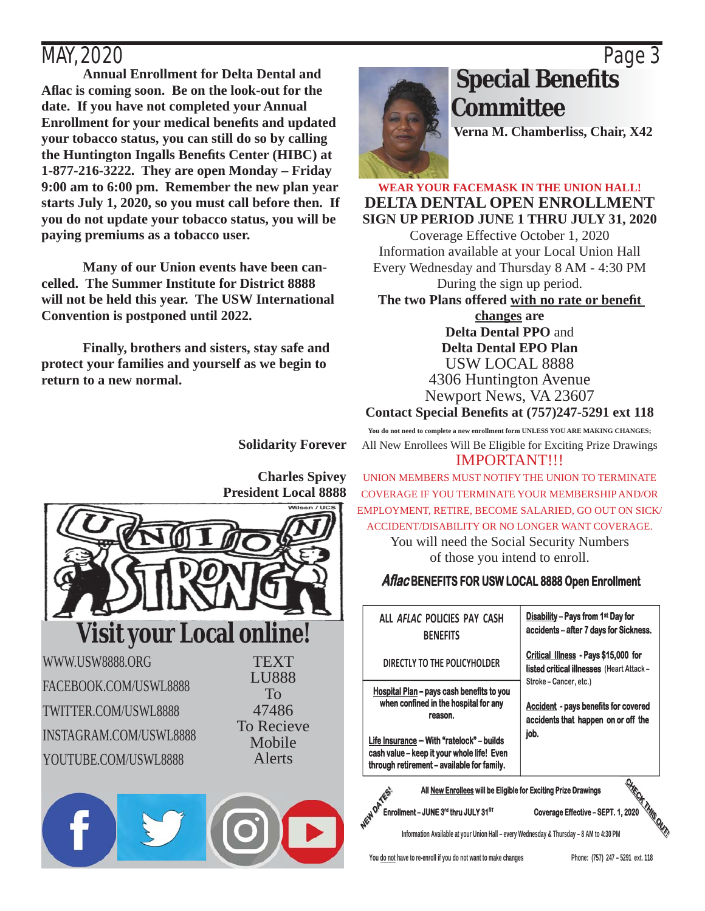**Annual Enrollment for Delta Dental and Aflac is coming soon. Be on the look-out for the date. If you have not completed your Annual Enrollment for your medical benefits and updated your tobacco status, you can still do so by calling the Huntington Ingalls Benefits Center (HIBC) at 1-877-216-3222. They are open Monday – Friday 9:00 am to 6:00 pm. Remember the new plan year starts July 1, 2020, so you must call before then. If you do not update your tobacco status, you will be paying premiums as a tobacco user.**

**Many of our Union events have been cancelled. The Summer Institute for District 8888 will not be held this year. The USW International Convention is postponed until 2022.**

**Finally, brothers and sisters, stay safe and protect your families and yourself as we begin to return to a new normal.**

**Solidarity Forever**

**Charles Spivey**
**President Local 8888**

# Visit your Local online!

WWW.USW8888.ORG
FACEBOOK.COM/USWL8888
TWITTER.COM/USWL8888
INSTAGRAM.COM/USWL8888
YOUTUBE.COM/USWL8888

TEXT LU888 To 47486 To Recieve Mobile Alerts

# Special Benefits Committee

**Verna M. Chamberliss, Chair, X42**

**WEAR YOUR FACEMASK IN THE UNION HALL!**

## DELTA DENTAL OPEN ENROLLMENT

**SIGN UP PERIOD JUNE 1 THRU JULY 31, 2020**

Coverage Effective October 1, 2020
Information available at your Local Union Hall
Every Wednesday and Thursday 8 AM - 4:30 PM
During the sign up period.

**The two Plans offered with no rate or benefit changes are**
**Delta Dental PPO** and
**Delta Dental EPO Plan**

USW LOCAL 8888
4306 Huntington Avenue
Newport News, VA 23607

**Contact Special Benefits at (757)247-5291 ext 118**

**You do not need to complete a new enrollment form UNLESS YOU ARE MAKING CHANGES;**
All New Enrollees Will Be Eligible for Exciting Prize Drawings

IMPORTANT!!!

UNION MEMBERS MUST NOTIFY THE UNION TO TERMINATE COVERAGE IF YOU TERMINATE YOUR MEMBERSHIP AND/OR EMPLOYMENT, RETIRE, BECOME SALARIED, GO OUT ON SICK/ ACCIDENT/DISABILITY OR NO LONGER WANT COVERAGE.

You will need the Social Security Numbers of those you intend to enroll.

## *Aflac* BENEFITS FOR USW LOCAL 8888 Open Enrollment

| | |
|---|---|
| ALL *AFLAC* POLICIES PAY CASH BENEFITS<br><br>DIRECTLY TO THE POLICYHOLDER | **Disability – Pays from 1st Day for accidents – after 7 days for Sickness.**<br><br>**Critical Illness - Pays $15,000 for listed critical illnesses** (Heart Attack – Stroke – Cancer, etc.) |
| **Hospital Plan – pays cash benefits to you when confined in the hospital for any reason.**<br><br>**Life Insurance – With "ratelock" – builds cash value – keep it your whole life! Even through retirement – available for family.** | **Accident - pays benefits for covered accidents that happen on or off the job.** |

**NEW DATES!** **CHECK THIS OUT!**

**All New Enrollees will be Eligible for Exciting Prize Drawings**

**Enrollment – JUNE 3rd thru JULY 31ST** **Coverage Effective – SEPT. 1, 2020**

Information Available at your Union Hall – every Wednesday & Thursday – 8 AM to 4:30 PM

You do not have to re-enroll if you do not want to make changes — Phone: (757) 247 – 5291 ext. 118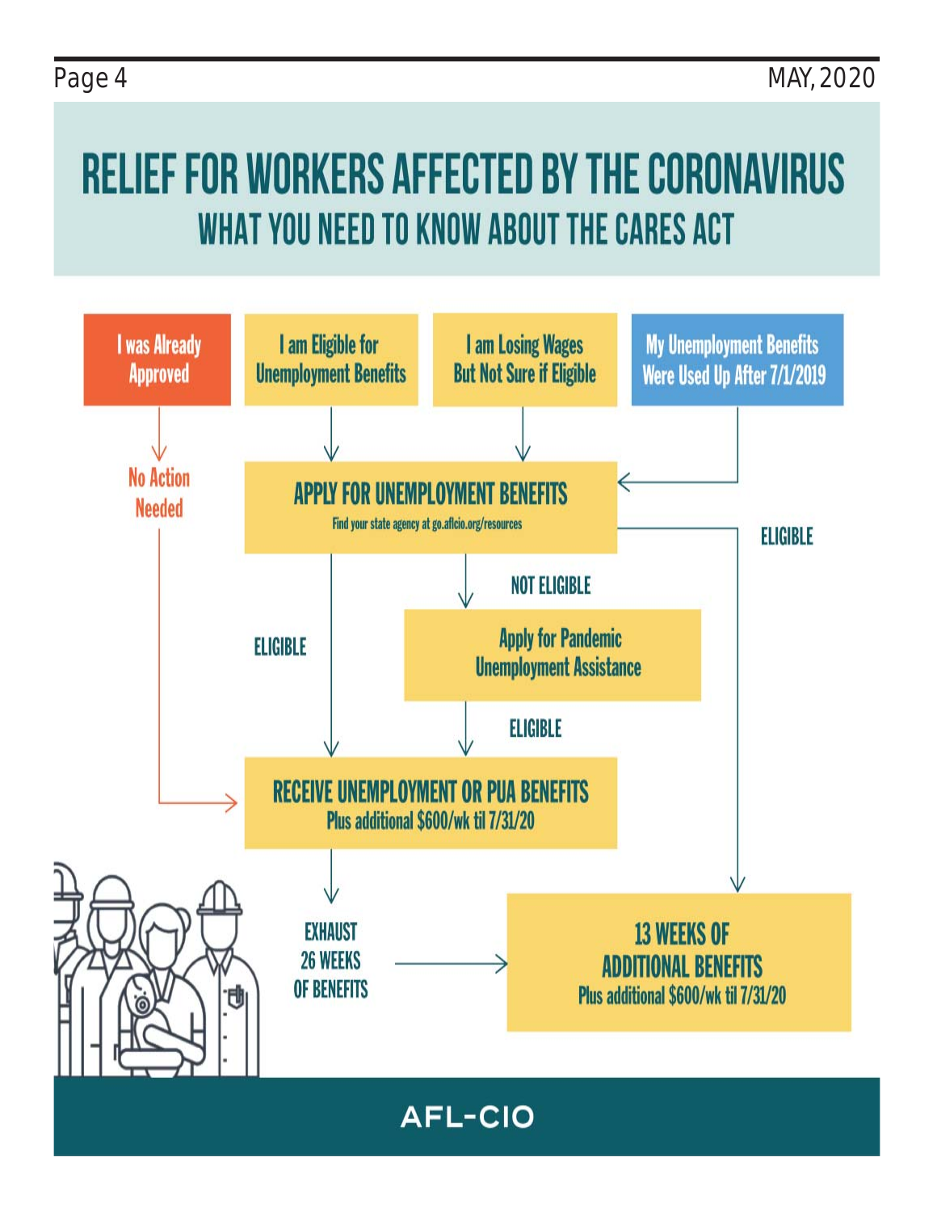# RELIEF FOR WORKERS AFFECTED BY THE CORONAVIRUS

## WHAT YOU NEED TO KNOW ABOUT THE CARES ACT

**I was Already Approved** → No Action Needed → RECEIVE UNEMPLOYMENT OR PUA BENEFITS

**I am Eligible for Unemployment Benefits** → APPLY FOR UNEMPLOYMENT BENEFITS

**I am Losing Wages But Not Sure if Eligible** → APPLY FOR UNEMPLOYMENT BENEFITS

**My Unemployment Benefits Were Used Up After 7/1/2019** → APPLY FOR UNEMPLOYMENT BENEFITS

**APPLY FOR UNEMPLOYMENT BENEFITS**
Find your state agency at go.aflcio.org/resources

- ELIGIBLE → RECEIVE UNEMPLOYMENT OR PUA BENEFITS
- NOT ELIGIBLE → Apply for Pandemic Unemployment Assistance
  - ELIGIBLE → RECEIVE UNEMPLOYMENT OR PUA BENEFITS
- ELIGIBLE (benefits used up after 7/1/2019) → 13 WEEKS OF ADDITIONAL BENEFITS

**RECEIVE UNEMPLOYMENT OR PUA BENEFITS**
Plus additional $600/wk til 7/31/20

EXHAUST 26 WEEKS OF BENEFITS → 13 WEEKS OF ADDITIONAL BENEFITS

**13 WEEKS OF ADDITIONAL BENEFITS**
Plus additional $600/wk til 7/31/20

AFL-CIO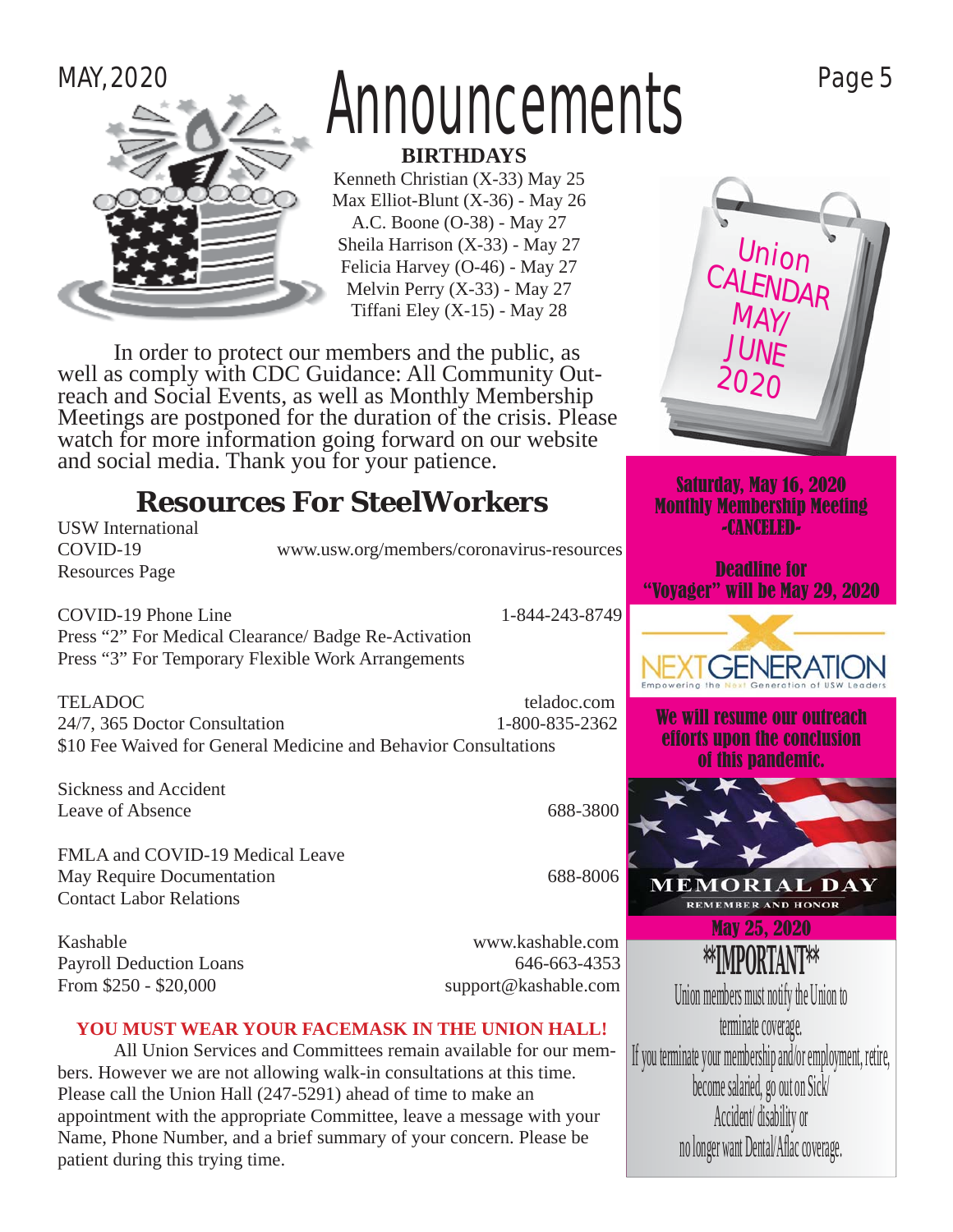# Announcements

## BIRTHDAYS

Kenneth Christian (X-33) May 25
Max Elliot-Blunt (X-36) - May 26
A.C. Boone (O-38) - May 27
Sheila Harrison (X-33) - May 27
Felicia Harvey (O-46) - May 27
Melvin Perry (X-33) - May 27
Tiffani Eley (X-15) - May 28

In order to protect our members and the public, as well as comply with CDC Guidance: All Community Outreach and Social Events, as well as Monthly Membership Meetings are postponed for the duration of the crisis. Please watch for more information going forward on our website and social media. Thank you for your patience.

## Resources For SteelWorkers

USW International COVID-19 Resources Page — www.usw.org/members/coronavirus-resources

COVID-19 Phone Line — 1-844-243-8749
Press "2" For Medical Clearance/ Badge Re-Activation
Press "3" For Temporary Flexible Work Arrangements

TELADOC — teladoc.com
24/7, 365 Doctor Consultation — 1-800-835-2362
$10 Fee Waived for General Medicine and Behavior Consultations

Sickness and Accident Leave of Absence — 688-3800

FMLA and COVID-19 Medical Leave May Require Documentation Contact Labor Relations — 688-8006

Kashable — www.kashable.com
Payroll Deduction Loans — 646-663-4353
From $250 - $20,000 — support@kashable.com

**YOU MUST WEAR YOUR FACEMASK IN THE UNION HALL!**

All Union Services and Committees remain available for our members. However we are not allowing walk-in consultations at this time. Please call the Union Hall (247-5291) ahead of time to make an appointment with the appropriate Committee, leave a message with your Name, Phone Number, and a brief summary of your concern. Please be patient during this trying time.

## Union Calendar May/June 2020

**Saturday, May 16, 2020**
**Monthly Membership Meeting**
**-CANCELED-**

**Deadline for "Voyager" will be May 29, 2020**

NEXTGENERATION
Empowering the Next Generation of USW Leaders

**We will resume our outreach efforts upon the conclusion of this pandemic.**

MEMORIAL DAY
REMEMBER AND HONOR
**May 25, 2020**

## **IMPORTANT**

Union members must notify the Union to terminate coverage.
If you terminate your membership and/or employment, retire, become salaried, go out on Sick/ Accident/ disability or no longer want Dental/Aflac coverage.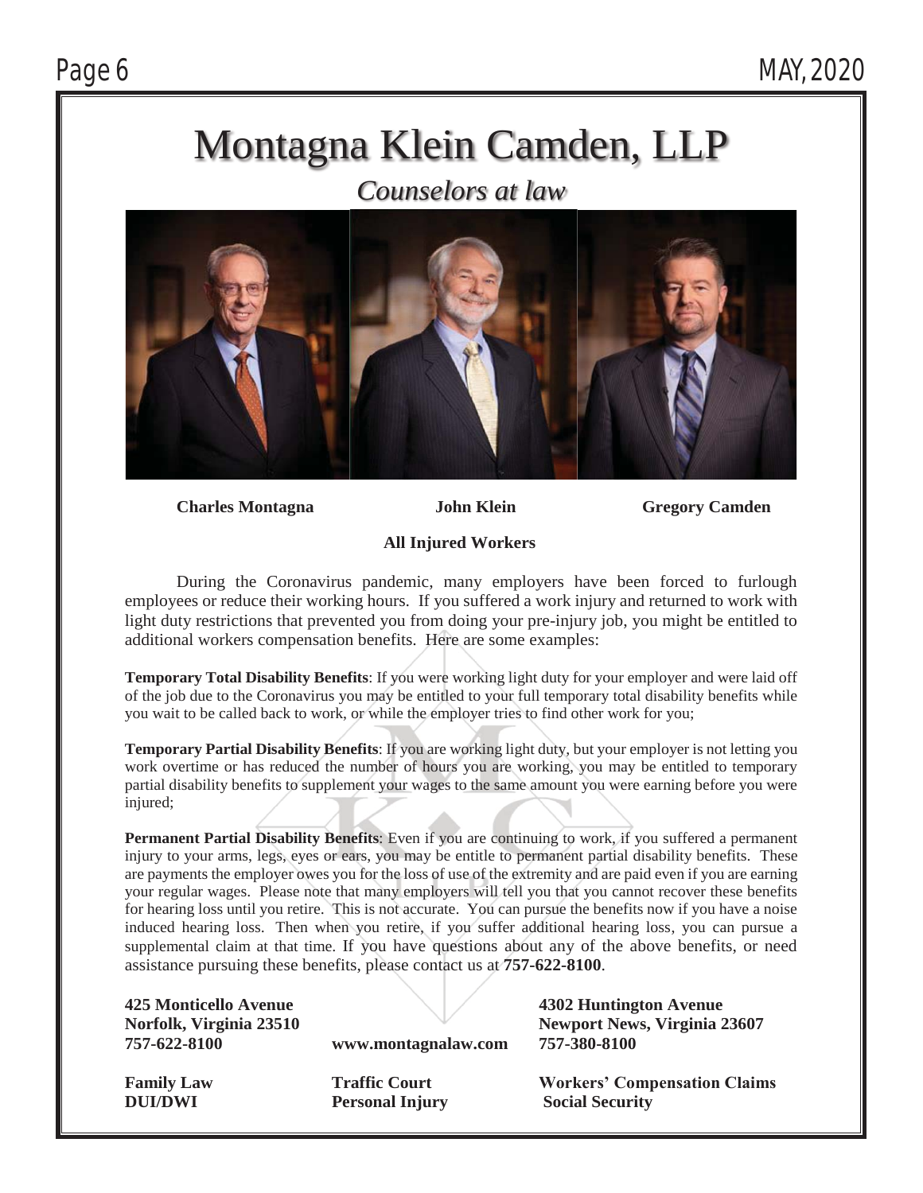# Montagna Klein Camden, LLP

*Counselors at law*

**Charles Montagna** **John Klein** **Gregory Camden**

**All Injured Workers**

During the Coronavirus pandemic, many employers have been forced to furlough employees or reduce their working hours. If you suffered a work injury and returned to work with light duty restrictions that prevented you from doing your pre-injury job, you might be entitled to additional workers compensation benefits. Here are some examples:

**Temporary Total Disability Benefits**: If you were working light duty for your employer and were laid off of the job due to the Coronavirus you may be entitled to your full temporary total disability benefits while you wait to be called back to work, or while the employer tries to find other work for you;

**Temporary Partial Disability Benefits**: If you are working light duty, but your employer is not letting you work overtime or has reduced the number of hours you are working, you may be entitled to temporary partial disability benefits to supplement your wages to the same amount you were earning before you were injured;

**Permanent Partial Disability Benefits**: Even if you are continuing to work, if you suffered a permanent injury to your arms, legs, eyes or ears, you may be entitle to permanent partial disability benefits. These are payments the employer owes you for the loss of use of the extremity and are paid even if you are earning your regular wages. Please note that many employers will tell you that you cannot recover these benefits for hearing loss until you retire. This is not accurate. You can pursue the benefits now if you have a noise induced hearing loss. Then when you retire, if you suffer additional hearing loss, you can pursue a supplemental claim at that time. If you have questions about any of the above benefits, or need assistance pursuing these benefits, please contact us at **757-622-8100**.

**425 Monticello Avenue**
**Norfolk, Virginia 23510**
**757-622-8100**

**www.montagnalaw.com**

**4302 Huntington Avenue**
**Newport News, Virginia 23607**
**757-380-8100**

**Family Law**
**DUI/DWI**

**Traffic Court**
**Personal Injury**

**Workers' Compensation Claims**
**Social Security**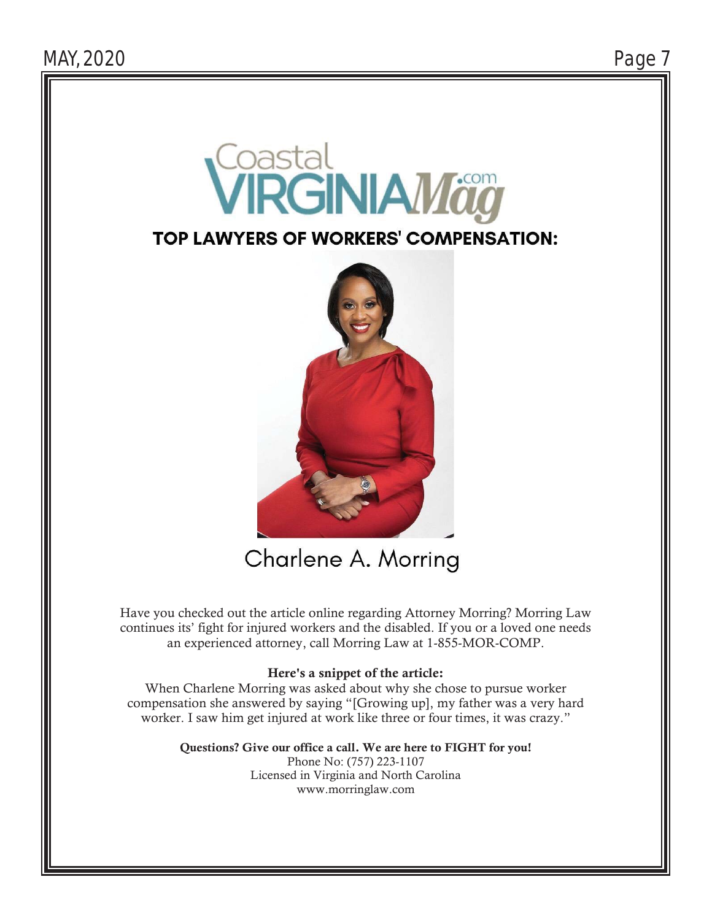Coastal VIRGINIA Mag .com

## TOP LAWYERS OF WORKERS' COMPENSATION:

## Charlene A. Morring

Have you checked out the article online regarding Attorney Morring? Morring Law continues its' fight for injured workers and the disabled. If you or a loved one needs an experienced attorney, call Morring Law at 1-855-MOR-COMP.

**Here's a snippet of the article:**

When Charlene Morring was asked about why she chose to pursue worker compensation she answered by saying "[Growing up], my father was a very hard worker. I saw him get injured at work like three or four times, it was crazy."

**Questions? Give our office a call. We are here to FIGHT for you!**

Phone No: (757) 223-1107

Licensed in Virginia and North Carolina

www.morringlaw.com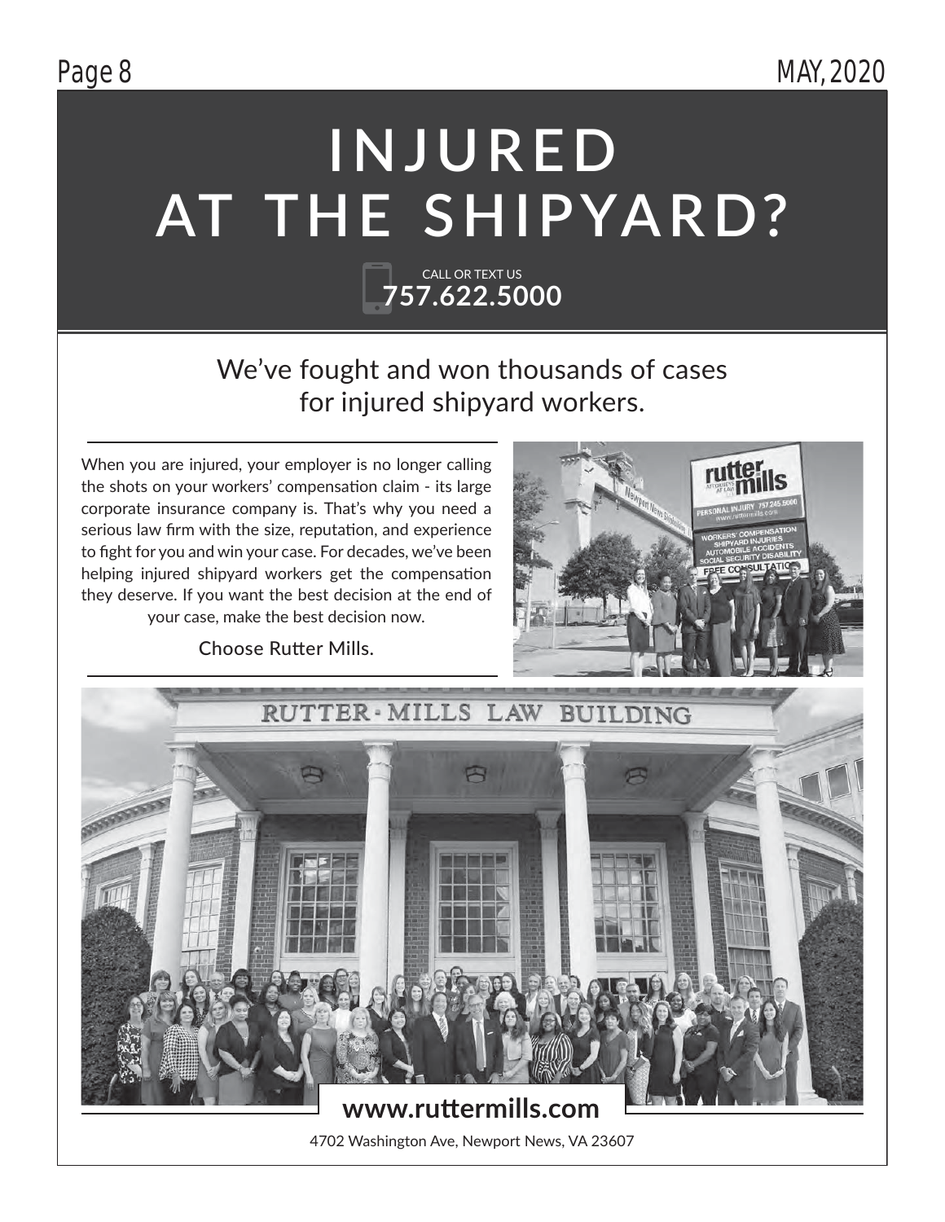# INJURED AT THE SHIPYARD?

CALL OR TEXT US
**757.622.5000**

## We've fought and won thousands of cases for injured shipyard workers.

When you are injured, your employer is no longer calling the shots on your workers' compensation claim - its large corporate insurance company is. That's why you need a serious law firm with the size, reputation, and experience to fight for you and win your case. For decades, we've been helping injured shipyard workers get the compensation they deserve. If you want the best decision at the end of your case, make the best decision now.

Choose Rutter Mills.

**www.ruttermills.com**

4702 Washington Ave, Newport News, VA 23607